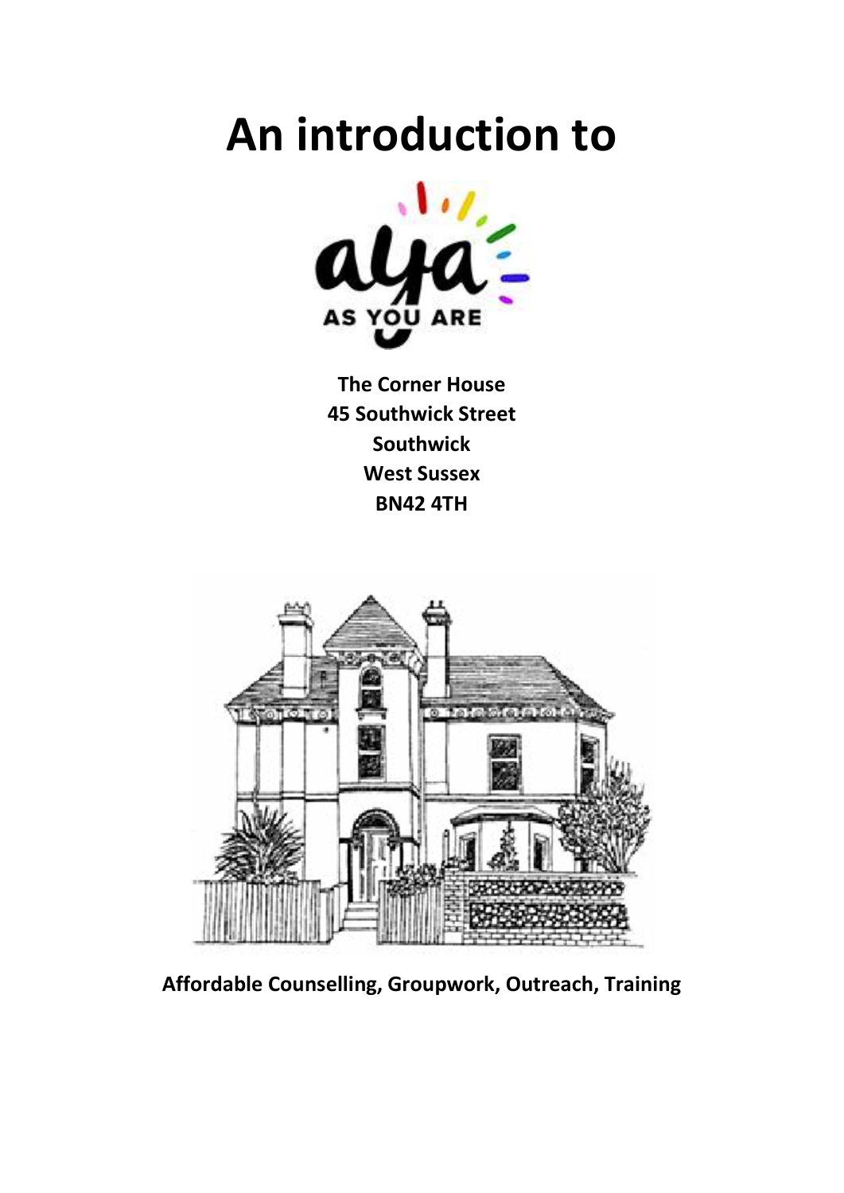# An introduction to

aya
AS YOU ARE

**The Corner House**
**45 Southwick Street**
**Southwick**
**West Sussex**
**BN42 4TH**

**Affordable Counselling, Groupwork, Outreach, Training**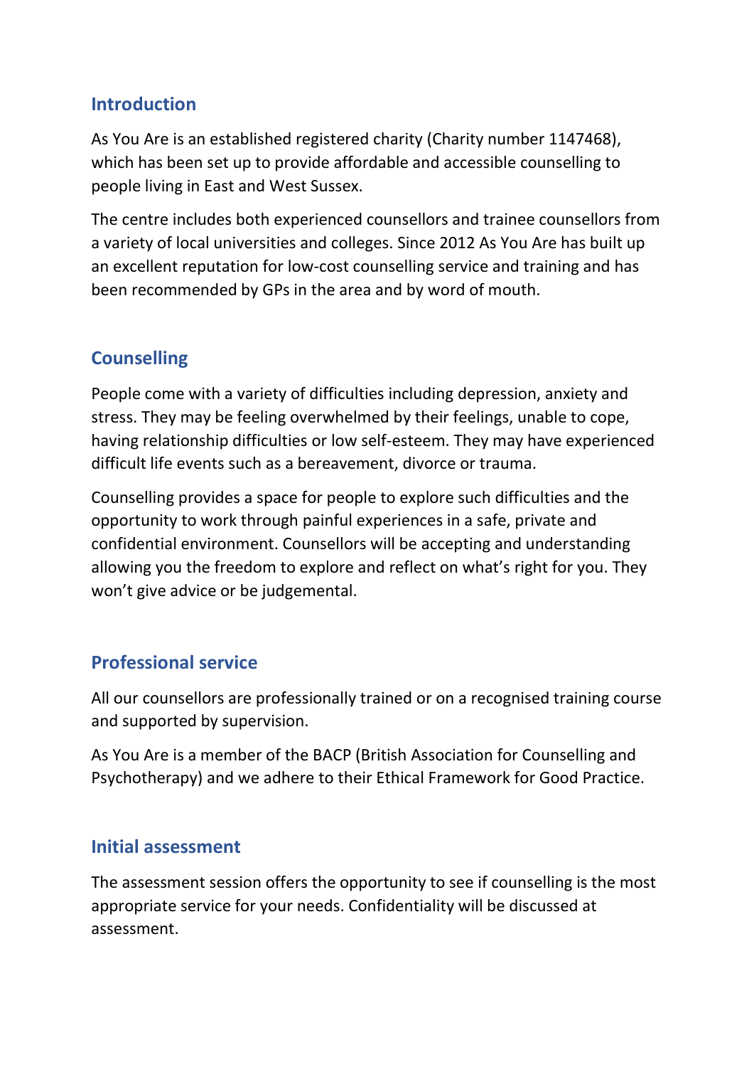## Introduction

As You Are is an established registered charity (Charity number 1147468), which has been set up to provide affordable and accessible counselling to people living in East and West Sussex.

The centre includes both experienced counsellors and trainee counsellors from a variety of local universities and colleges. Since 2012 As You Are has built up an excellent reputation for low-cost counselling service and training and has been recommended by GPs in the area and by word of mouth.

## Counselling

People come with a variety of difficulties including depression, anxiety and stress. They may be feeling overwhelmed by their feelings, unable to cope, having relationship difficulties or low self-esteem. They may have experienced difficult life events such as a bereavement, divorce or trauma.

Counselling provides a space for people to explore such difficulties and the opportunity to work through painful experiences in a safe, private and confidential environment. Counsellors will be accepting and understanding allowing you the freedom to explore and reflect on what's right for you. They won't give advice or be judgemental.

## Professional service

All our counsellors are professionally trained or on a recognised training course and supported by supervision.

As You Are is a member of the BACP (British Association for Counselling and Psychotherapy) and we adhere to their Ethical Framework for Good Practice.

## Initial assessment

The assessment session offers the opportunity to see if counselling is the most appropriate service for your needs. Confidentiality will be discussed at assessment.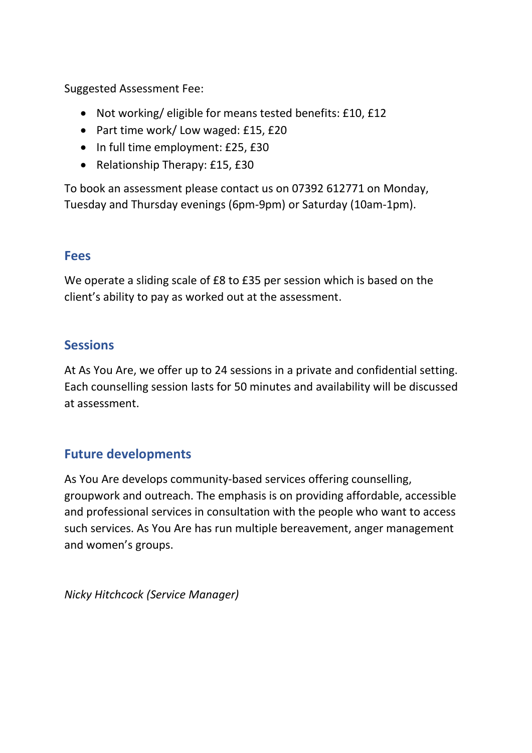Suggested Assessment Fee:

- Not working/ eligible for means tested benefits: £10, £12
- Part time work/ Low waged: £15, £20
- In full time employment: £25, £30
- Relationship Therapy: £15, £30

To book an assessment please contact us on 07392 612771 on Monday, Tuesday and Thursday evenings (6pm-9pm) or Saturday (10am-1pm).

## Fees

We operate a sliding scale of £8 to £35 per session which is based on the client's ability to pay as worked out at the assessment.

## Sessions

At As You Are, we offer up to 24 sessions in a private and confidential setting. Each counselling session lasts for 50 minutes and availability will be discussed at assessment.

## Future developments

As You Are develops community-based services offering counselling, groupwork and outreach. The emphasis is on providing affordable, accessible and professional services in consultation with the people who want to access such services. As You Are has run multiple bereavement, anger management and women's groups.

*Nicky Hitchcock (Service Manager)*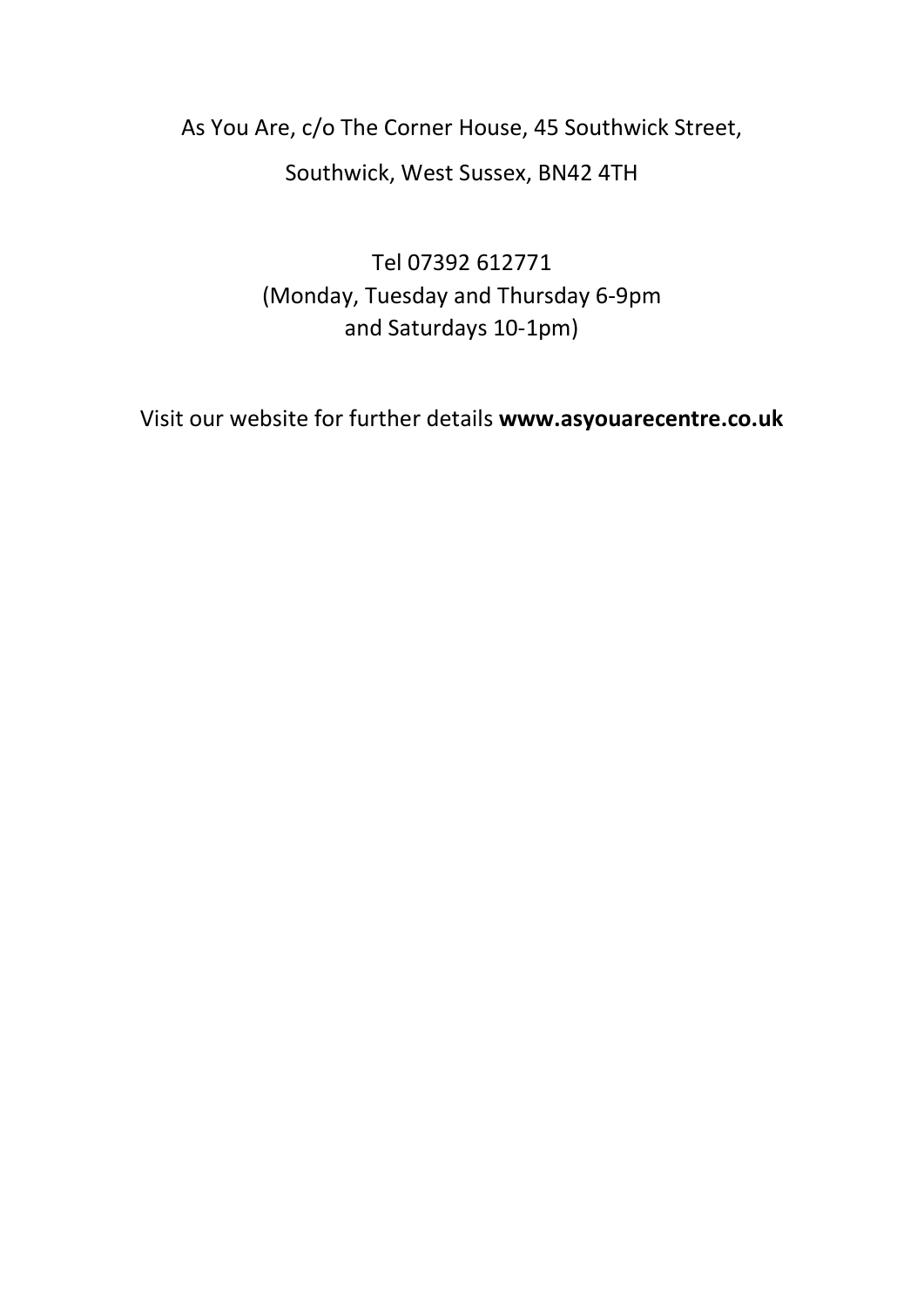As You Are, c/o The Corner House, 45 Southwick Street,

Southwick, West Sussex, BN42 4TH

Tel 07392 612771
(Monday, Tuesday and Thursday 6-9pm
and Saturdays 10-1pm)

Visit our website for further details **www.asyouarecentre.co.uk**